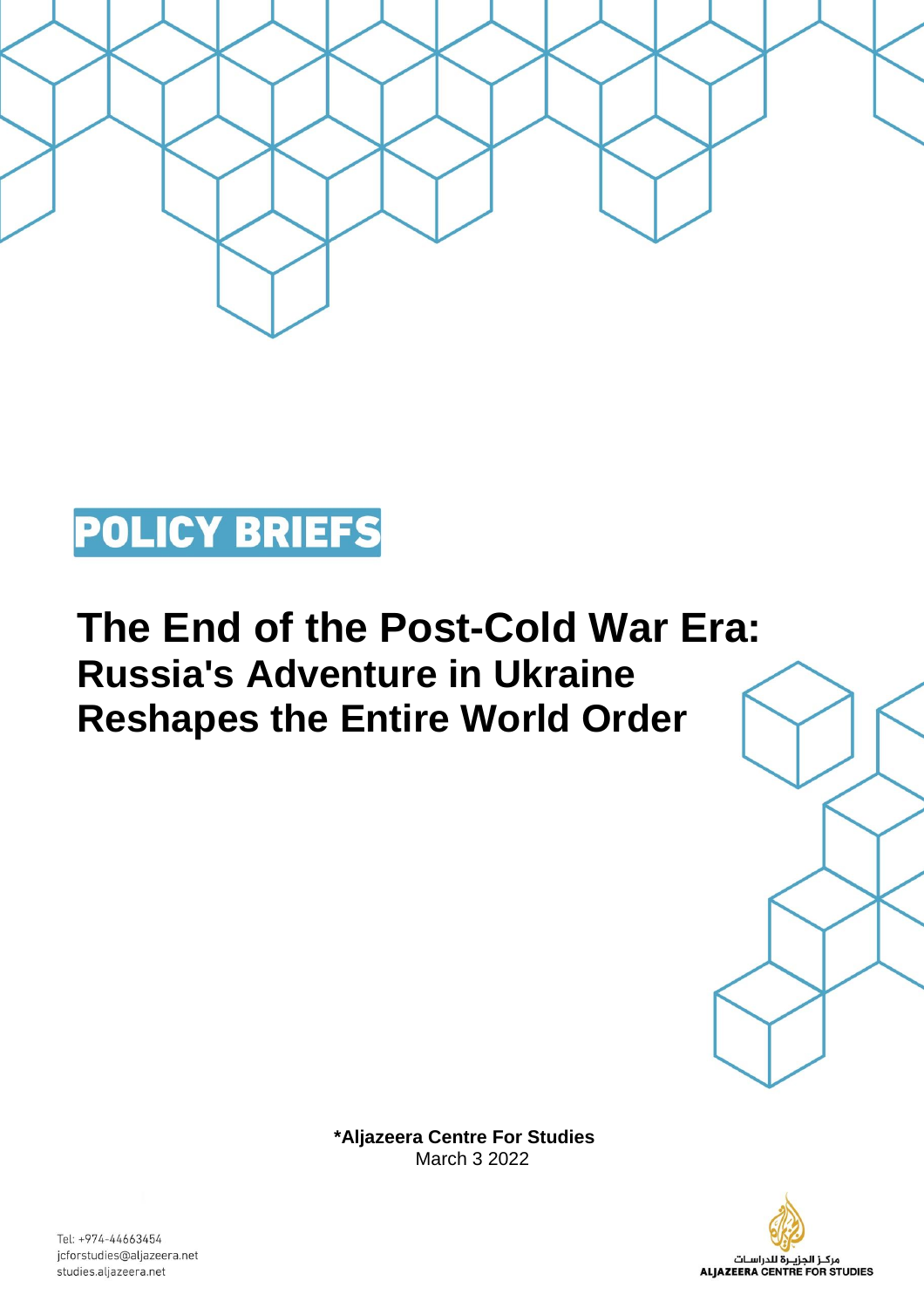**POLICY BRIEFS**

# The End of the Post-Cold War Era:
## Russia's Adventure in Ukraine Reshapes the Entire World Order

**\*Aljazeera Centre For Studies**
March 3 2022

Tel: +974-44663454
jcforstudies@aljazeera.net
studies.aljazeera.net

مركز الجزيرة للدراسات
ALJAZEERA CENTRE FOR STUDIES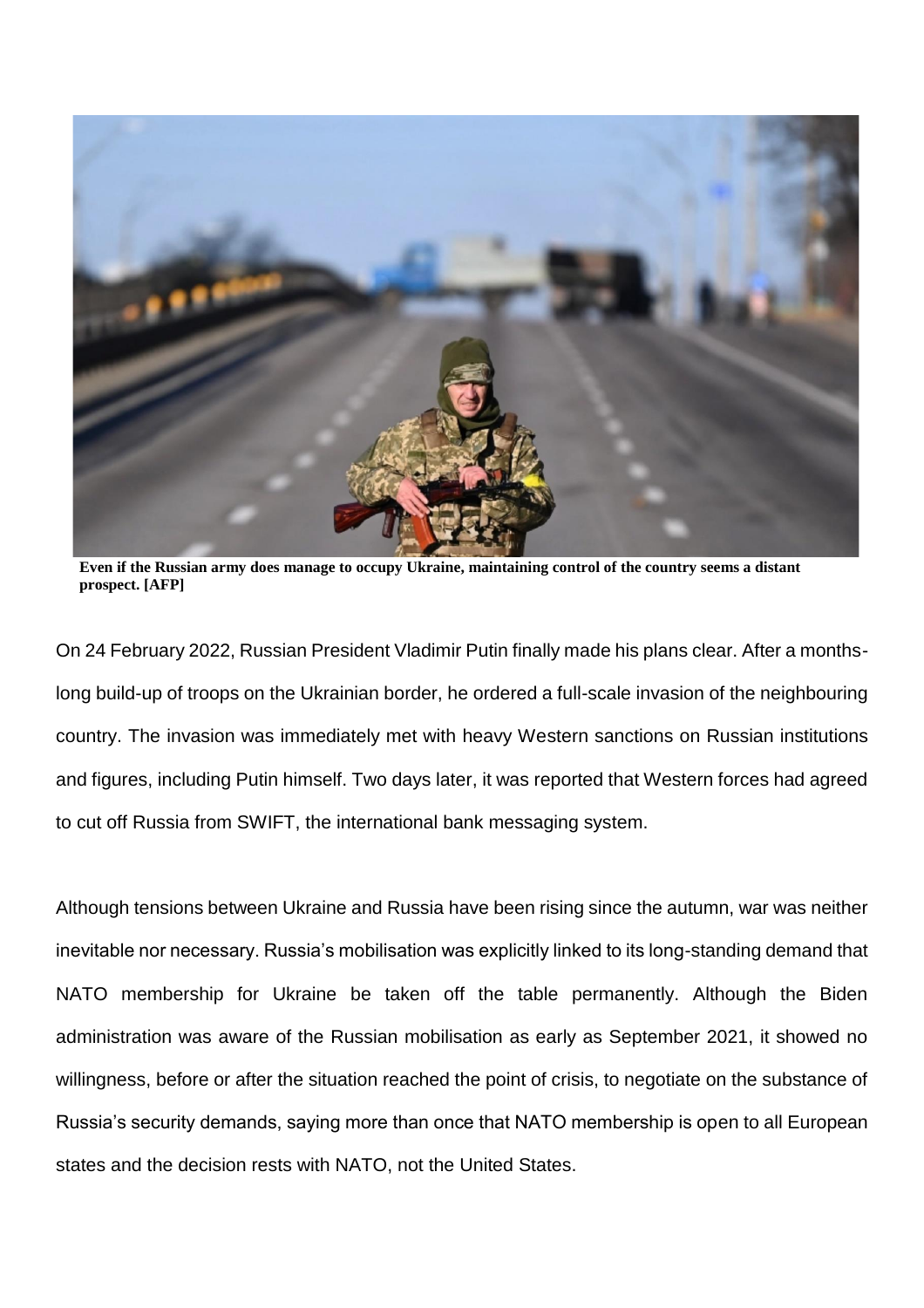**Even if the Russian army does manage to occupy Ukraine, maintaining control of the country seems a distant prospect. [AFP]**

On 24 February 2022, Russian President Vladimir Putin finally made his plans clear. After a months-long build-up of troops on the Ukrainian border, he ordered a full-scale invasion of the neighbouring country. The invasion was immediately met with heavy Western sanctions on Russian institutions and figures, including Putin himself. Two days later, it was reported that Western forces had agreed to cut off Russia from SWIFT, the international bank messaging system.

Although tensions between Ukraine and Russia have been rising since the autumn, war was neither inevitable nor necessary. Russia's mobilisation was explicitly linked to its long-standing demand that NATO membership for Ukraine be taken off the table permanently. Although the Biden administration was aware of the Russian mobilisation as early as September 2021, it showed no willingness, before or after the situation reached the point of crisis, to negotiate on the substance of Russia's security demands, saying more than once that NATO membership is open to all European states and the decision rests with NATO, not the United States.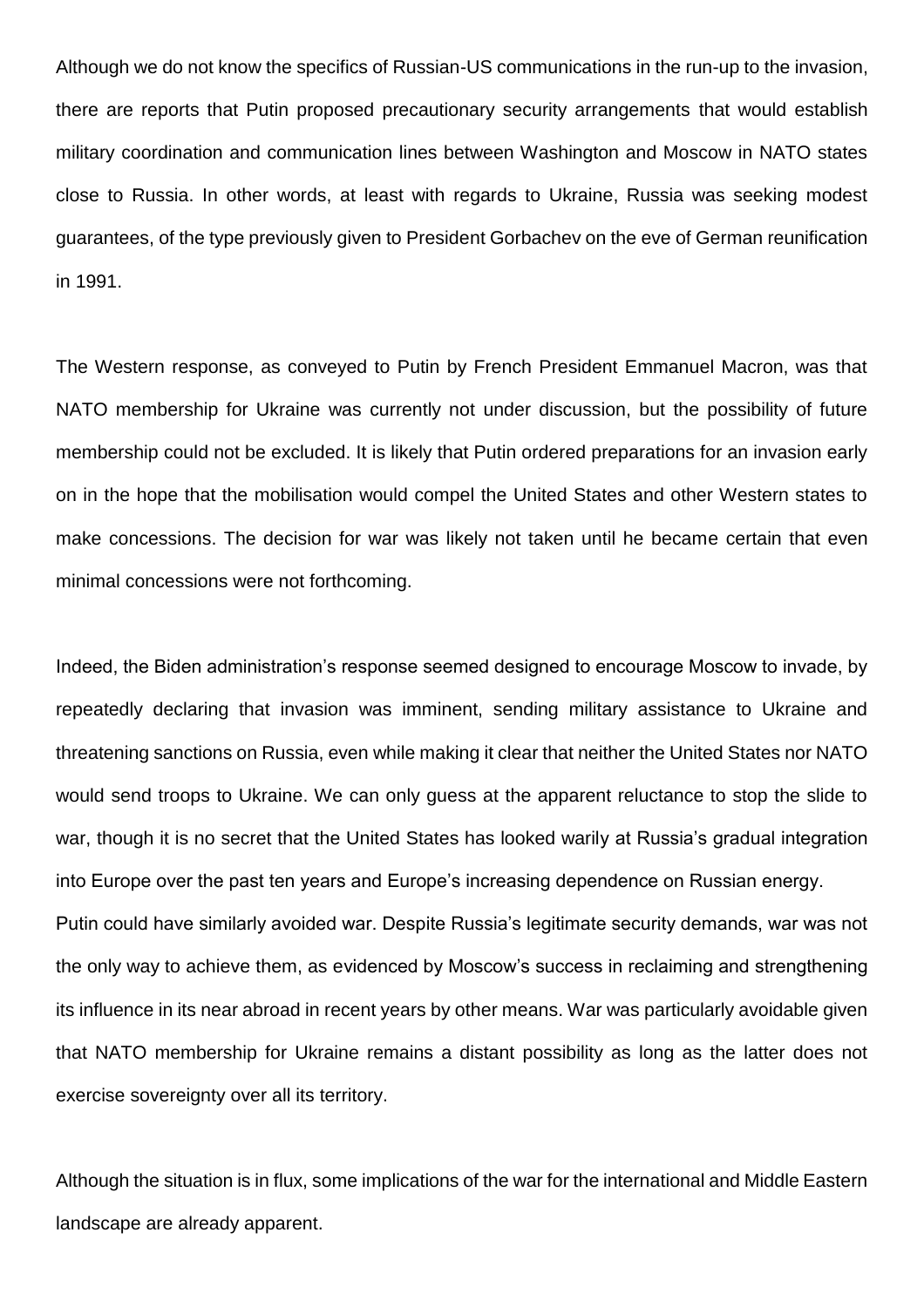Although we do not know the specifics of Russian-US communications in the run-up to the invasion, there are reports that Putin proposed precautionary security arrangements that would establish military coordination and communication lines between Washington and Moscow in NATO states close to Russia. In other words, at least with regards to Ukraine, Russia was seeking modest guarantees, of the type previously given to President Gorbachev on the eve of German reunification in 1991.

The Western response, as conveyed to Putin by French President Emmanuel Macron, was that NATO membership for Ukraine was currently not under discussion, but the possibility of future membership could not be excluded. It is likely that Putin ordered preparations for an invasion early on in the hope that the mobilisation would compel the United States and other Western states to make concessions. The decision for war was likely not taken until he became certain that even minimal concessions were not forthcoming.

Indeed, the Biden administration's response seemed designed to encourage Moscow to invade, by repeatedly declaring that invasion was imminent, sending military assistance to Ukraine and threatening sanctions on Russia, even while making it clear that neither the United States nor NATO would send troops to Ukraine. We can only guess at the apparent reluctance to stop the slide to war, though it is no secret that the United States has looked warily at Russia's gradual integration into Europe over the past ten years and Europe's increasing dependence on Russian energy.

Putin could have similarly avoided war. Despite Russia's legitimate security demands, war was not the only way to achieve them, as evidenced by Moscow's success in reclaiming and strengthening its influence in its near abroad in recent years by other means. War was particularly avoidable given that NATO membership for Ukraine remains a distant possibility as long as the latter does not exercise sovereignty over all its territory.

Although the situation is in flux, some implications of the war for the international and Middle Eastern landscape are already apparent.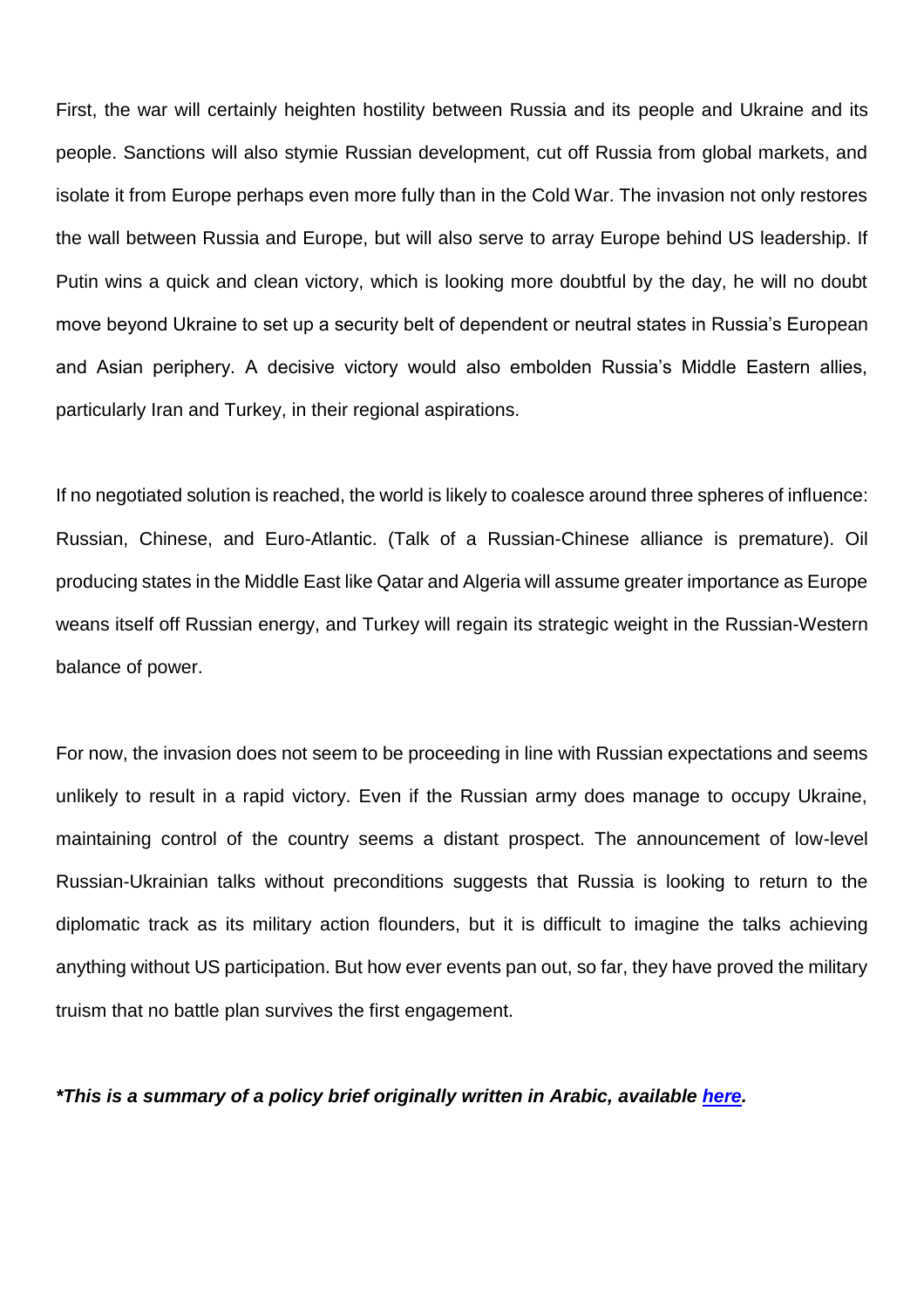First, the war will certainly heighten hostility between Russia and its people and Ukraine and its people. Sanctions will also stymie Russian development, cut off Russia from global markets, and isolate it from Europe perhaps even more fully than in the Cold War. The invasion not only restores the wall between Russia and Europe, but will also serve to array Europe behind US leadership. If Putin wins a quick and clean victory, which is looking more doubtful by the day, he will no doubt move beyond Ukraine to set up a security belt of dependent or neutral states in Russia's European and Asian periphery. A decisive victory would also embolden Russia's Middle Eastern allies, particularly Iran and Turkey, in their regional aspirations.

If no negotiated solution is reached, the world is likely to coalesce around three spheres of influence: Russian, Chinese, and Euro-Atlantic. (Talk of a Russian-Chinese alliance is premature). Oil producing states in the Middle East like Qatar and Algeria will assume greater importance as Europe weans itself off Russian energy, and Turkey will regain its strategic weight in the Russian-Western balance of power.

For now, the invasion does not seem to be proceeding in line with Russian expectations and seems unlikely to result in a rapid victory. Even if the Russian army does manage to occupy Ukraine, maintaining control of the country seems a distant prospect. The announcement of low-level Russian-Ukrainian talks without preconditions suggests that Russia is looking to return to the diplomatic track as its military action flounders, but it is difficult to imagine the talks achieving anything without US participation. But how ever events pan out, so far, they have proved the military truism that no battle plan survives the first engagement.

***This is a summary of a policy brief originally written in Arabic, available here.***